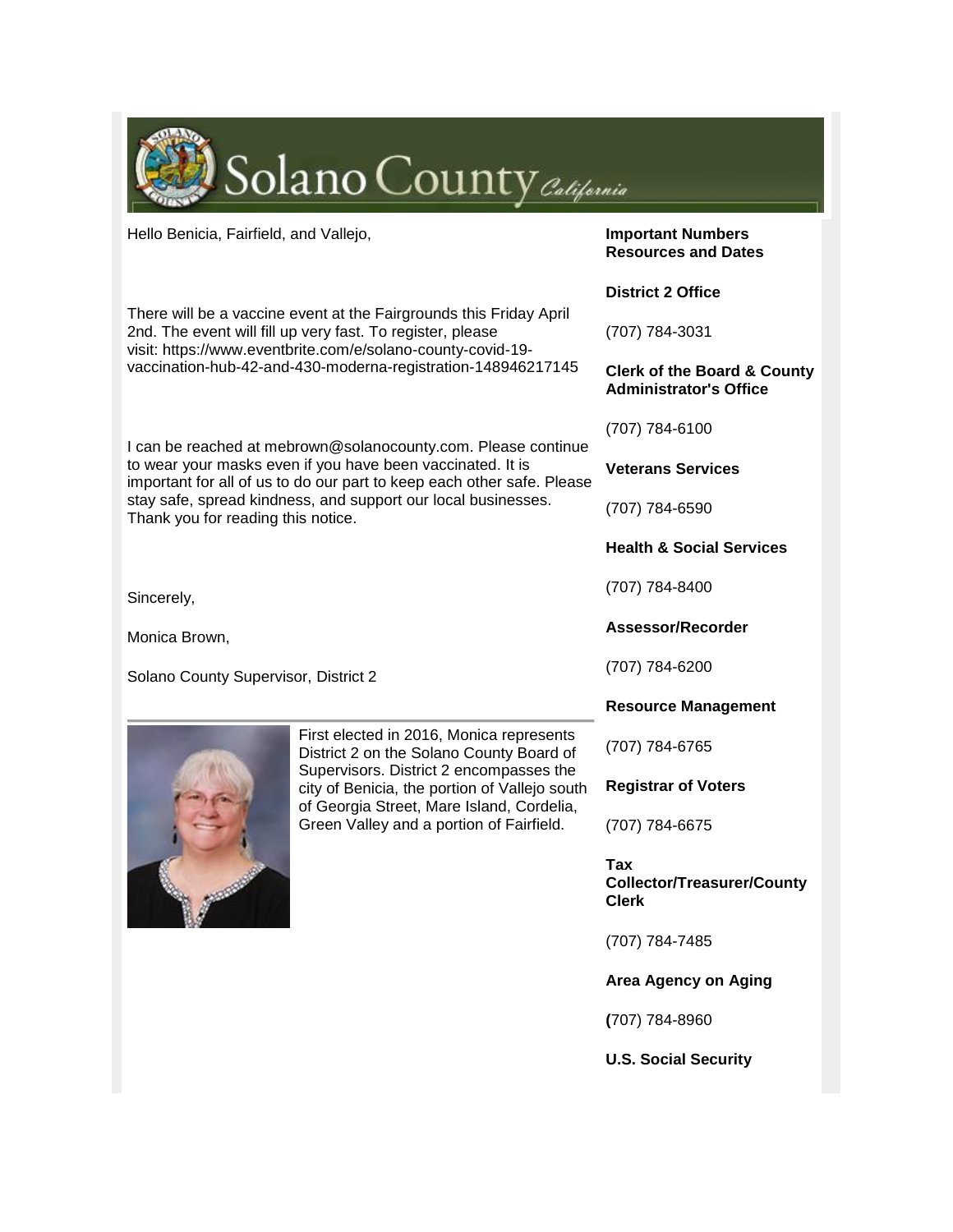# Solano County California

Hello Benicia, Fairfield, and Vallejo,

There will be a vaccine event at the Fairgrounds this Friday April 2nd. The event will fill up very fast. To register, please visit: https://www.eventbrite.com/e/solano-county-covid-19-vaccination-hub-42-and-430-moderna-registration-148946217145

I can be reached at mebrown@solanocounty.com. Please continue to wear your masks even if you have been vaccinated. It is important for all of us to do our part to keep each other safe. Please stay safe, spread kindness, and support our local businesses. Thank you for reading this notice.

Sincerely,

Monica Brown,

Solano County Supervisor, District 2

---

First elected in 2016, Monica represents District 2 on the Solano County Board of Supervisors. District 2 encompasses the city of Benicia, the portion of Vallejo south of Georgia Street, Mare Island, Cordelia, Green Valley and a portion of Fairfield.

**Important Numbers Resources and Dates**

**District 2 Office**

(707) 784-3031

**Clerk of the Board & County Administrator's Office**

(707) 784-6100

**Veterans Services**

(707) 784-6590

**Health & Social Services**

(707) 784-8400

**Assessor/Recorder**

(707) 784-6200

**Resource Management**

(707) 784-6765

**Registrar of Voters**

(707) 784-6675

**Tax Collector/Treasurer/County Clerk**

(707) 784-7485

**Area Agency on Aging**

**(**707) 784-8960

**U.S. Social Security**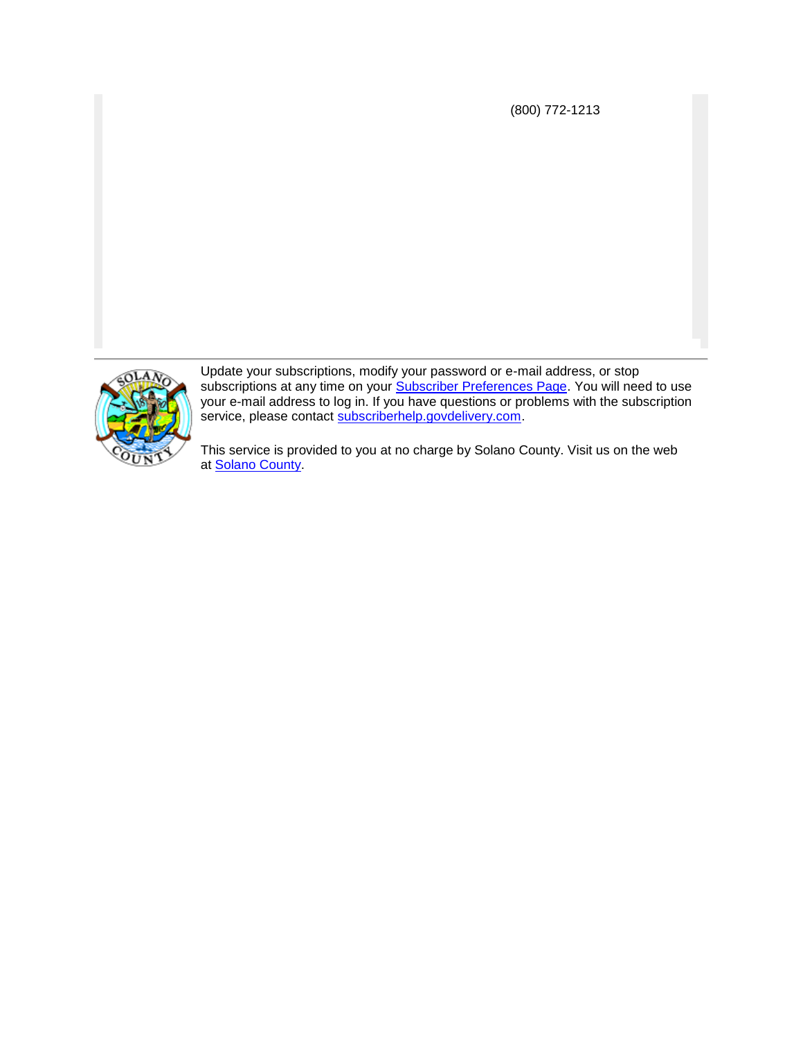(800) 772-1213

---

Update your subscriptions, modify your password or e-mail address, or stop subscriptions at any time on your Subscriber Preferences Page. You will need to use your e-mail address to log in. If you have questions or problems with the subscription service, please contact subscriberhelp.govdelivery.com.

This service is provided to you at no charge by Solano County. Visit us on the web at Solano County.